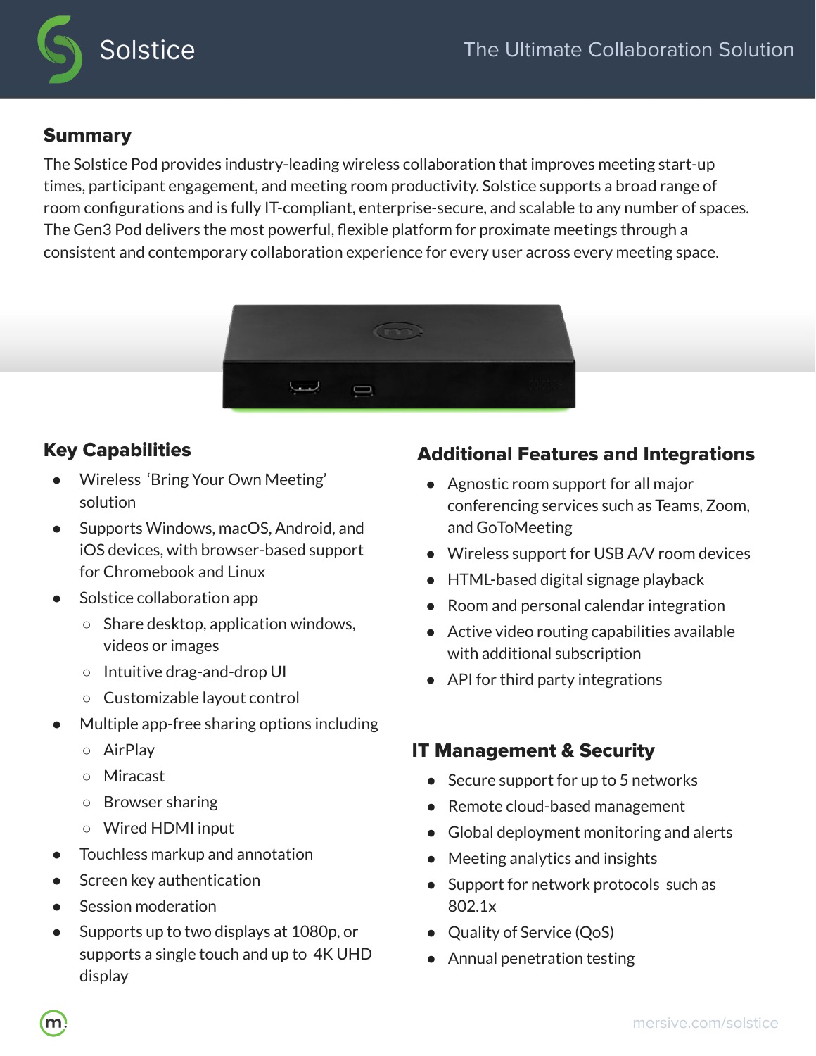# Solstice

The Ultimate Collaboration Solution

## Summary

The Solstice Pod provides industry-leading wireless collaboration that improves meeting start-up times, participant engagement, and meeting room productivity. Solstice supports a broad range of room configurations and is fully IT-compliant, enterprise-secure, and scalable to any number of spaces. The Gen3 Pod delivers the most powerful, flexible platform for proximate meetings through a consistent and contemporary collaboration experience for every user across every meeting space.

## Key Capabilities

- Wireless 'Bring Your Own Meeting' solution
- Supports Windows, macOS, Android, and iOS devices, with browser-based support for Chromebook and Linux
- Solstice collaboration app
  - Share desktop, application windows, videos or images
  - Intuitive drag-and-drop UI
  - Customizable layout control
- Multiple app-free sharing options including
  - AirPlay
  - Miracast
  - Browser sharing
  - Wired HDMI input
- Touchless markup and annotation
- Screen key authentication
- Session moderation
- Supports up to two displays at 1080p, or supports a single touch and up to 4K UHD display

## Additional Features and Integrations

- Agnostic room support for all major conferencing services such as Teams, Zoom, and GoToMeeting
- Wireless support for USB A/V room devices
- HTML-based digital signage playback
- Room and personal calendar integration
- Active video routing capabilities available with additional subscription
- API for third party integrations

## IT Management & Security

- Secure support for up to 5 networks
- Remote cloud-based management
- Global deployment monitoring and alerts
- Meeting analytics and insights
- Support for network protocols such as 802.1x
- Quality of Service (QoS)
- Annual penetration testing

mersive.com/solstice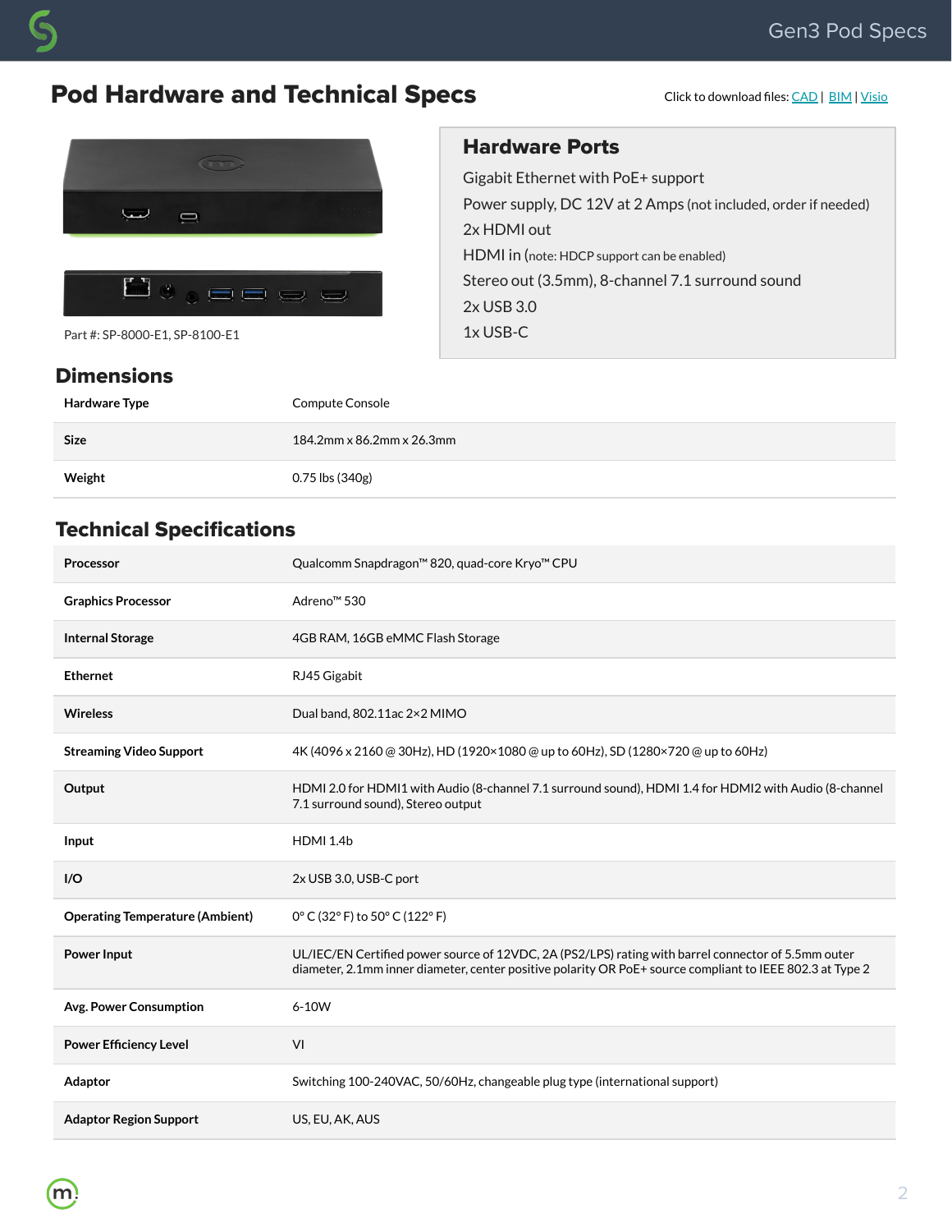# Pod Hardware and Technical Specs

Click to download files: CAD | BIM | Visio

Part #: SP-8000-E1, SP-8100-E1

## Hardware Ports

Gigabit Ethernet with PoE+ support

Power supply, DC 12V at 2 Amps (not included, order if needed)

2x HDMI out

HDMI in (note: HDCP support can be enabled)

Stereo out (3.5mm), 8-channel 7.1 surround sound

2x USB 3.0

1x USB-C

## Dimensions

| | |
|---|---|
| **Hardware Type** | Compute Console |
| **Size** | 184.2mm x 86.2mm x 26.3mm |
| **Weight** | 0.75 lbs (340g) |

## Technical Specifications

| | |
|---|---|
| **Processor** | Qualcomm Snapdragon™ 820, quad-core Kryo™ CPU |
| **Graphics Processor** | Adreno™ 530 |
| **Internal Storage** | 4GB RAM, 16GB eMMC Flash Storage |
| **Ethernet** | RJ45 Gigabit |
| **Wireless** | Dual band, 802.11ac 2×2 MIMO |
| **Streaming Video Support** | 4K (4096 x 2160 @ 30Hz), HD (1920×1080 @ up to 60Hz), SD (1280×720 @ up to 60Hz) |
| **Output** | HDMI 2.0 for HDMI1 with Audio (8-channel 7.1 surround sound), HDMI 1.4 for HDMI2 with Audio (8-channel 7.1 surround sound), Stereo output |
| **Input** | HDMI 1.4b |
| **I/O** | 2x USB 3.0, USB-C port |
| **Operating Temperature (Ambient)** | 0° C (32° F) to 50° C (122° F) |
| **Power Input** | UL/IEC/EN Certified power source of 12VDC, 2A (PS2/LPS) rating with barrel connector of 5.5mm outer diameter, 2.1mm inner diameter, center positive polarity OR PoE+ source compliant to IEEE 802.3 at Type 2 |
| **Avg. Power Consumption** | 6-10W |
| **Power Efficiency Level** | VI |
| **Adaptor** | Switching 100-240VAC, 50/60Hz, changeable plug type (international support) |
| **Adaptor Region Support** | US, EU, AK, AUS |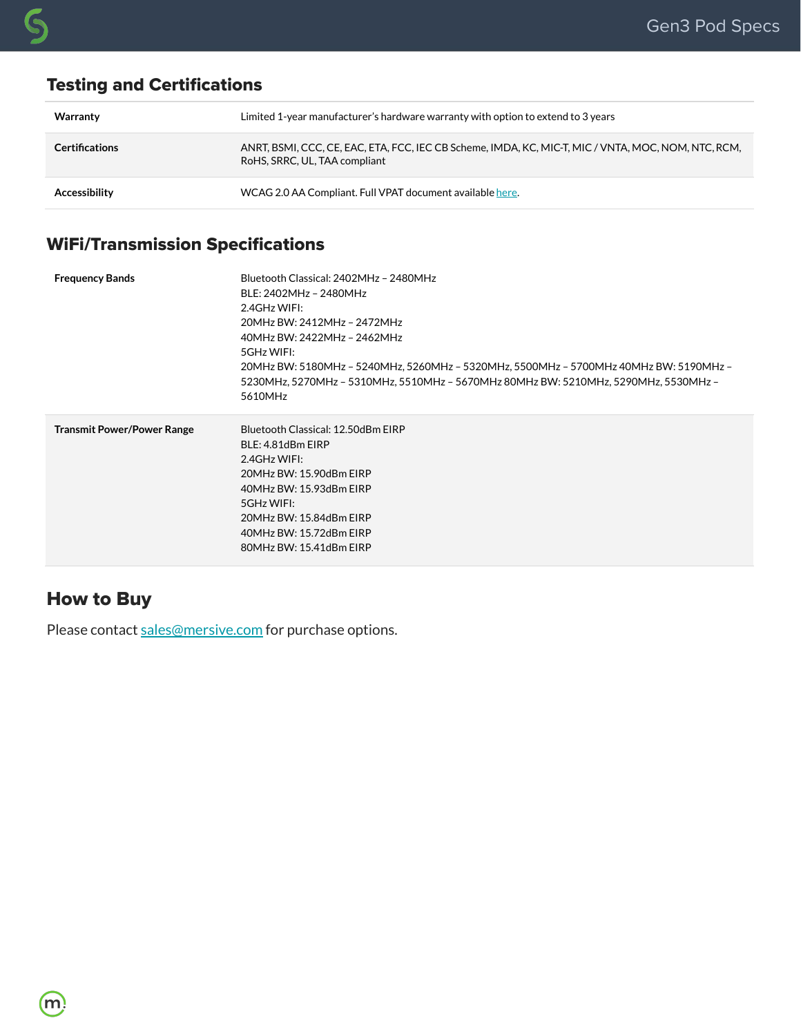## Testing and Certifications

| | |
|---|---|
| **Warranty** | Limited 1-year manufacturer's hardware warranty with option to extend to 3 years |
| **Certifications** | ANRT, BSMI, CCC, CE, EAC, ETA, FCC, IEC CB Scheme, IMDA, KC, MIC-T, MIC / VNTA, MOC, NOM, NTC, RCM, RoHS, SRRC, UL, TAA compliant |
| **Accessibility** | WCAG 2.0 AA Compliant. Full VPAT document available here. |

## WiFi/Transmission Specifications

| | |
|---|---|
| **Frequency Bands** | Bluetooth Classical: 2402MHz – 2480MHz<br>BLE: 2402MHz – 2480MHz<br>2.4GHz WIFI:<br>20MHz BW: 2412MHz – 2472MHz<br>40MHz BW: 2422MHz – 2462MHz<br>5GHz WIFI:<br>20MHz BW: 5180MHz – 5240MHz, 5260MHz – 5320MHz, 5500MHz – 5700MHz 40MHz BW: 5190MHz – 5230MHz, 5270MHz – 5310MHz, 5510MHz – 5670MHz 80MHz BW: 5210MHz, 5290MHz, 5530MHz – 5610MHz |
| **Transmit Power/Power Range** | Bluetooth Classical: 12.50dBm EIRP<br>BLE: 4.81dBm EIRP<br>2.4GHz WIFI:<br>20MHz BW: 15.90dBm EIRP<br>40MHz BW: 15.93dBm EIRP<br>5GHz WIFI:<br>20MHz BW: 15.84dBm EIRP<br>40MHz BW: 15.72dBm EIRP<br>80MHz BW: 15.41dBm EIRP |

## How to Buy

Please contact sales@mersive.com for purchase options.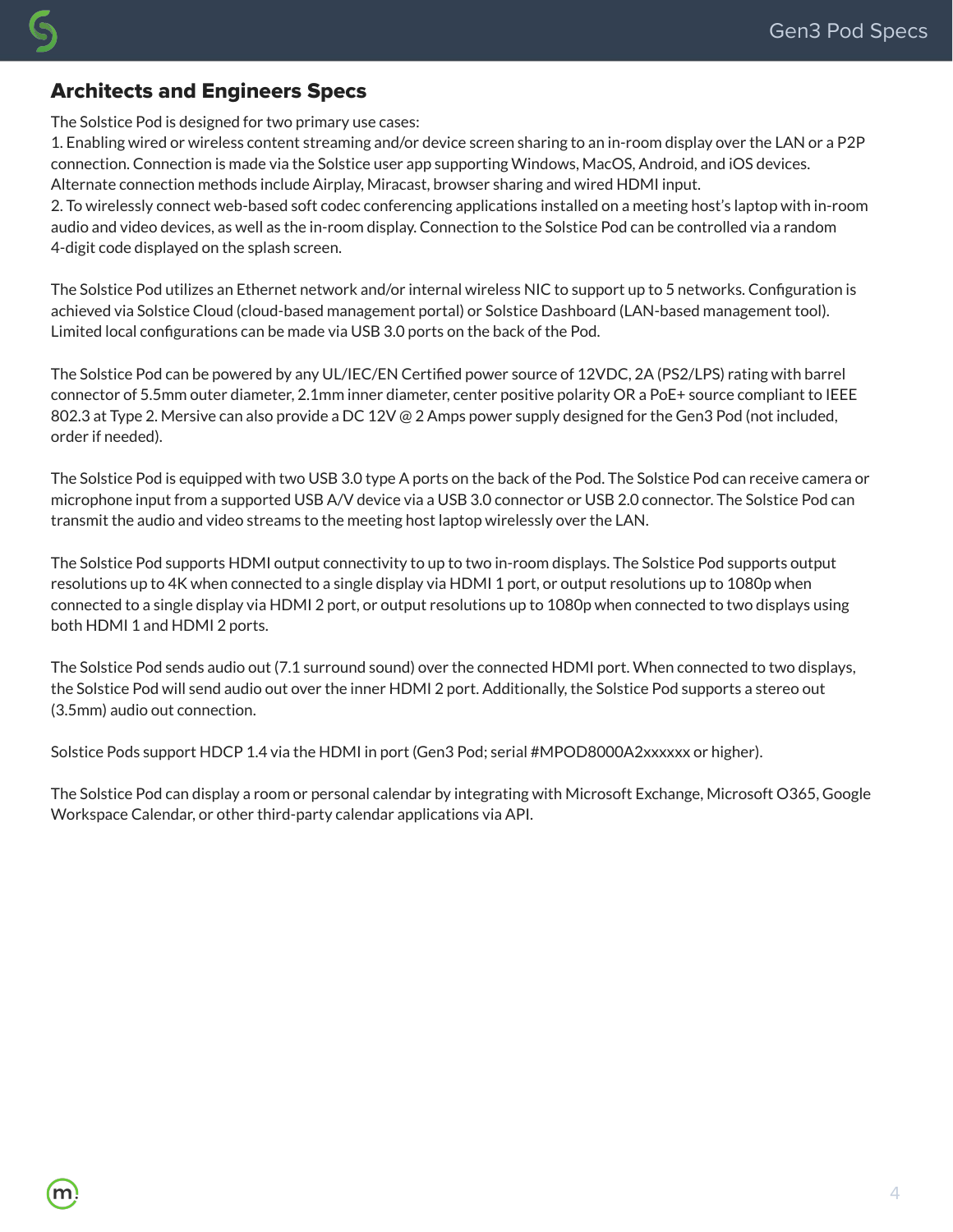## Architects and Engineers Specs

The Solstice Pod is designed for two primary use cases:

1. Enabling wired or wireless content streaming and/or device screen sharing to an in-room display over the LAN or a P2P connection. Connection is made via the Solstice user app supporting Windows, MacOS, Android, and iOS devices. Alternate connection methods include Airplay, Miracast, browser sharing and wired HDMI input.
2. To wirelessly connect web-based soft codec conferencing applications installed on a meeting host's laptop with in-room audio and video devices, as well as the in-room display. Connection to the Solstice Pod can be controlled via a random 4-digit code displayed on the splash screen.

The Solstice Pod utilizes an Ethernet network and/or internal wireless NIC to support up to 5 networks. Configuration is achieved via Solstice Cloud (cloud-based management portal) or Solstice Dashboard (LAN-based management tool). Limited local configurations can be made via USB 3.0 ports on the back of the Pod.

The Solstice Pod can be powered by any UL/IEC/EN Certified power source of 12VDC, 2A (PS2/LPS) rating with barrel connector of 5.5mm outer diameter, 2.1mm inner diameter, center positive polarity OR a PoE+ source compliant to IEEE 802.3 at Type 2. Mersive can also provide a DC 12V @ 2 Amps power supply designed for the Gen3 Pod (not included, order if needed).

The Solstice Pod is equipped with two USB 3.0 type A ports on the back of the Pod. The Solstice Pod can receive camera or microphone input from a supported USB A/V device via a USB 3.0 connector or USB 2.0 connector. The Solstice Pod can transmit the audio and video streams to the meeting host laptop wirelessly over the LAN.

The Solstice Pod supports HDMI output connectivity to up to two in-room displays. The Solstice Pod supports output resolutions up to 4K when connected to a single display via HDMI 1 port, or output resolutions up to 1080p when connected to a single display via HDMI 2 port, or output resolutions up to 1080p when connected to two displays using both HDMI 1 and HDMI 2 ports.

The Solstice Pod sends audio out (7.1 surround sound) over the connected HDMI port. When connected to two displays, the Solstice Pod will send audio out over the inner HDMI 2 port. Additionally, the Solstice Pod supports a stereo out (3.5mm) audio out connection.

Solstice Pods support HDCP 1.4 via the HDMI in port (Gen3 Pod; serial #MPOD8000A2xxxxxx or higher).

The Solstice Pod can display a room or personal calendar by integrating with Microsoft Exchange, Microsoft O365, Google Workspace Calendar, or other third-party calendar applications via API.